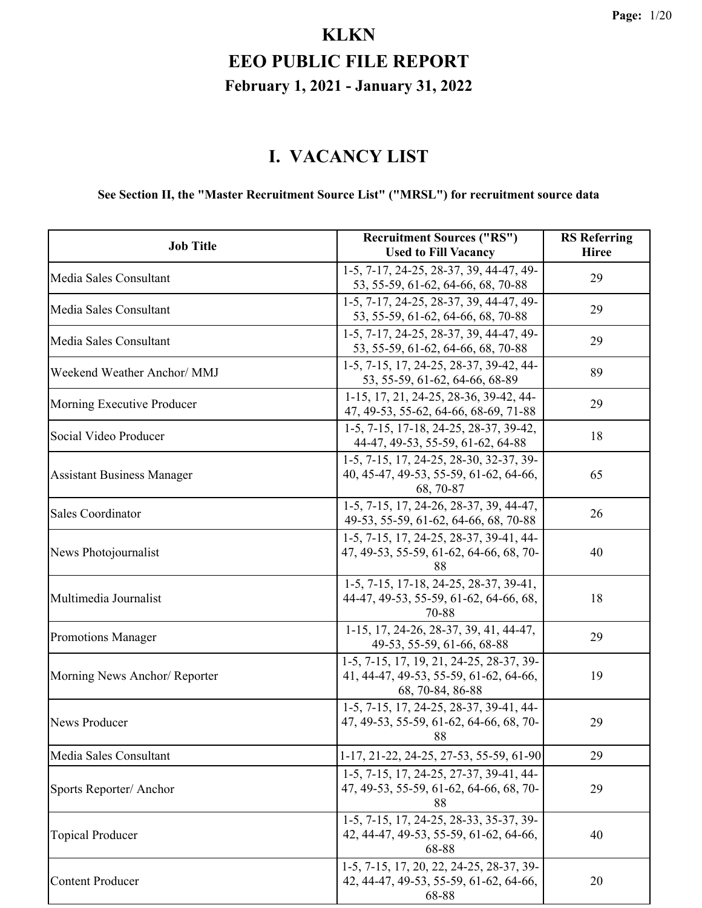# KLKN

# EEO PUBLIC FILE REPORT

## February 1, 2021 - January 31, 2022

## I. VACANCY LIST

**See Section II, the "Master Recruitment Source List" ("MRSL") for recruitment source data**

| Job Title | Recruitment Sources ("RS") Used to Fill Vacancy | RS Referring Hiree |
|---|---|---|
| Media Sales Consultant | 1-5, 7-17, 24-25, 28-37, 39, 44-47, 49-53, 55-59, 61-62, 64-66, 68, 70-88 | 29 |
| Media Sales Consultant | 1-5, 7-17, 24-25, 28-37, 39, 44-47, 49-53, 55-59, 61-62, 64-66, 68, 70-88 | 29 |
| Media Sales Consultant | 1-5, 7-17, 24-25, 28-37, 39, 44-47, 49-53, 55-59, 61-62, 64-66, 68, 70-88 | 29 |
| Weekend Weather Anchor/ MMJ | 1-5, 7-15, 17, 24-25, 28-37, 39-42, 44-53, 55-59, 61-62, 64-66, 68-89 | 89 |
| Morning Executive Producer | 1-15, 17, 21, 24-25, 28-36, 39-42, 44-47, 49-53, 55-62, 64-66, 68-69, 71-88 | 29 |
| Social Video Producer | 1-5, 7-15, 17-18, 24-25, 28-37, 39-42, 44-47, 49-53, 55-59, 61-62, 64-88 | 18 |
| Assistant Business Manager | 1-5, 7-15, 17, 24-25, 28-30, 32-37, 39-40, 45-47, 49-53, 55-59, 61-62, 64-66, 68, 70-87 | 65 |
| Sales Coordinator | 1-5, 7-15, 17, 24-26, 28-37, 39, 44-47, 49-53, 55-59, 61-62, 64-66, 68, 70-88 | 26 |
| News Photojournalist | 1-5, 7-15, 17, 24-25, 28-37, 39-41, 44-47, 49-53, 55-59, 61-62, 64-66, 68, 70-88 | 40 |
| Multimedia Journalist | 1-5, 7-15, 17-18, 24-25, 28-37, 39-41, 44-47, 49-53, 55-59, 61-62, 64-66, 68, 70-88 | 18 |
| Promotions Manager | 1-15, 17, 24-26, 28-37, 39, 41, 44-47, 49-53, 55-59, 61-66, 68-88 | 29 |
| Morning News Anchor/ Reporter | 1-5, 7-15, 17, 19, 21, 24-25, 28-37, 39-41, 44-47, 49-53, 55-59, 61-62, 64-66, 68, 70-84, 86-88 | 19 |
| News Producer | 1-5, 7-15, 17, 24-25, 28-37, 39-41, 44-47, 49-53, 55-59, 61-62, 64-66, 68, 70-88 | 29 |
| Media Sales Consultant | 1-17, 21-22, 24-25, 27-53, 55-59, 61-90 | 29 |
| Sports Reporter/ Anchor | 1-5, 7-15, 17, 24-25, 27-37, 39-41, 44-47, 49-53, 55-59, 61-62, 64-66, 68, 70-88 | 29 |
| Topical Producer | 1-5, 7-15, 17, 24-25, 28-33, 35-37, 39-42, 44-47, 49-53, 55-59, 61-62, 64-66, 68-88 | 40 |
| Content Producer | 1-5, 7-15, 17, 20, 22, 24-25, 28-37, 39-42, 44-47, 49-53, 55-59, 61-62, 64-66, 68-88 | 20 |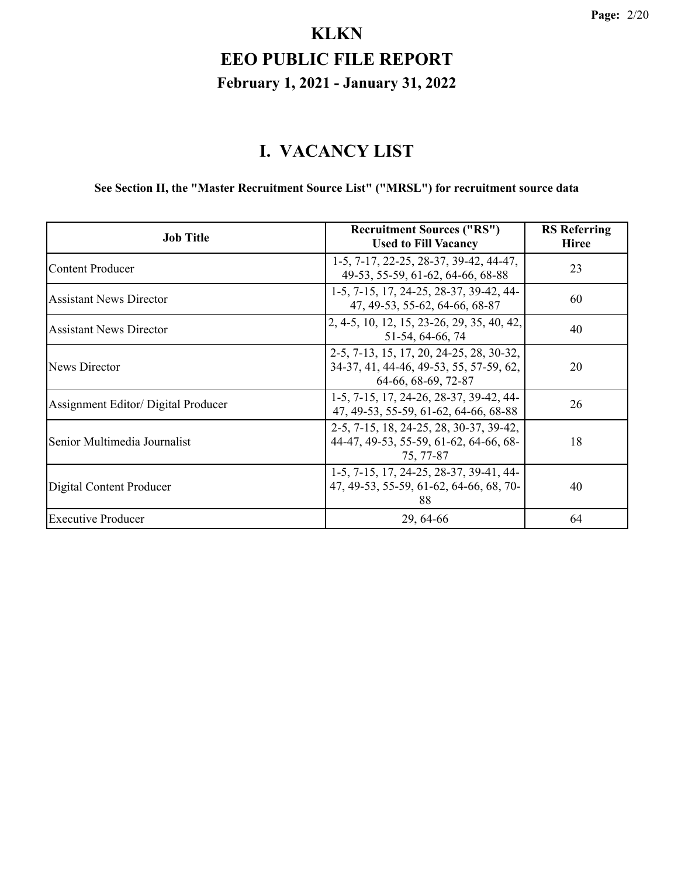# KLKN

# EEO PUBLIC FILE REPORT

## February 1, 2021 - January 31, 2022

# I. VACANCY LIST

**See Section II, the "Master Recruitment Source List" ("MRSL") for recruitment source data**

| Job Title | Recruitment Sources ("RS") Used to Fill Vacancy | RS Referring Hiree |
|---|---|---|
| Content Producer | 1-5, 7-17, 22-25, 28-37, 39-42, 44-47, 49-53, 55-59, 61-62, 64-66, 68-88 | 23 |
| Assistant News Director | 1-5, 7-15, 17, 24-25, 28-37, 39-42, 44-47, 49-53, 55-62, 64-66, 68-87 | 60 |
| Assistant News Director | 2, 4-5, 10, 12, 15, 23-26, 29, 35, 40, 42, 51-54, 64-66, 74 | 40 |
| News Director | 2-5, 7-13, 15, 17, 20, 24-25, 28, 30-32, 34-37, 41, 44-46, 49-53, 55, 57-59, 62, 64-66, 68-69, 72-87 | 20 |
| Assignment Editor/ Digital Producer | 1-5, 7-15, 17, 24-26, 28-37, 39-42, 44-47, 49-53, 55-59, 61-62, 64-66, 68-88 | 26 |
| Senior Multimedia Journalist | 2-5, 7-15, 18, 24-25, 28, 30-37, 39-42, 44-47, 49-53, 55-59, 61-62, 64-66, 68-75, 77-87 | 18 |
| Digital Content Producer | 1-5, 7-15, 17, 24-25, 28-37, 39-41, 44-47, 49-53, 55-59, 61-62, 64-66, 68, 70-88 | 40 |
| Executive Producer | 29, 64-66 | 64 |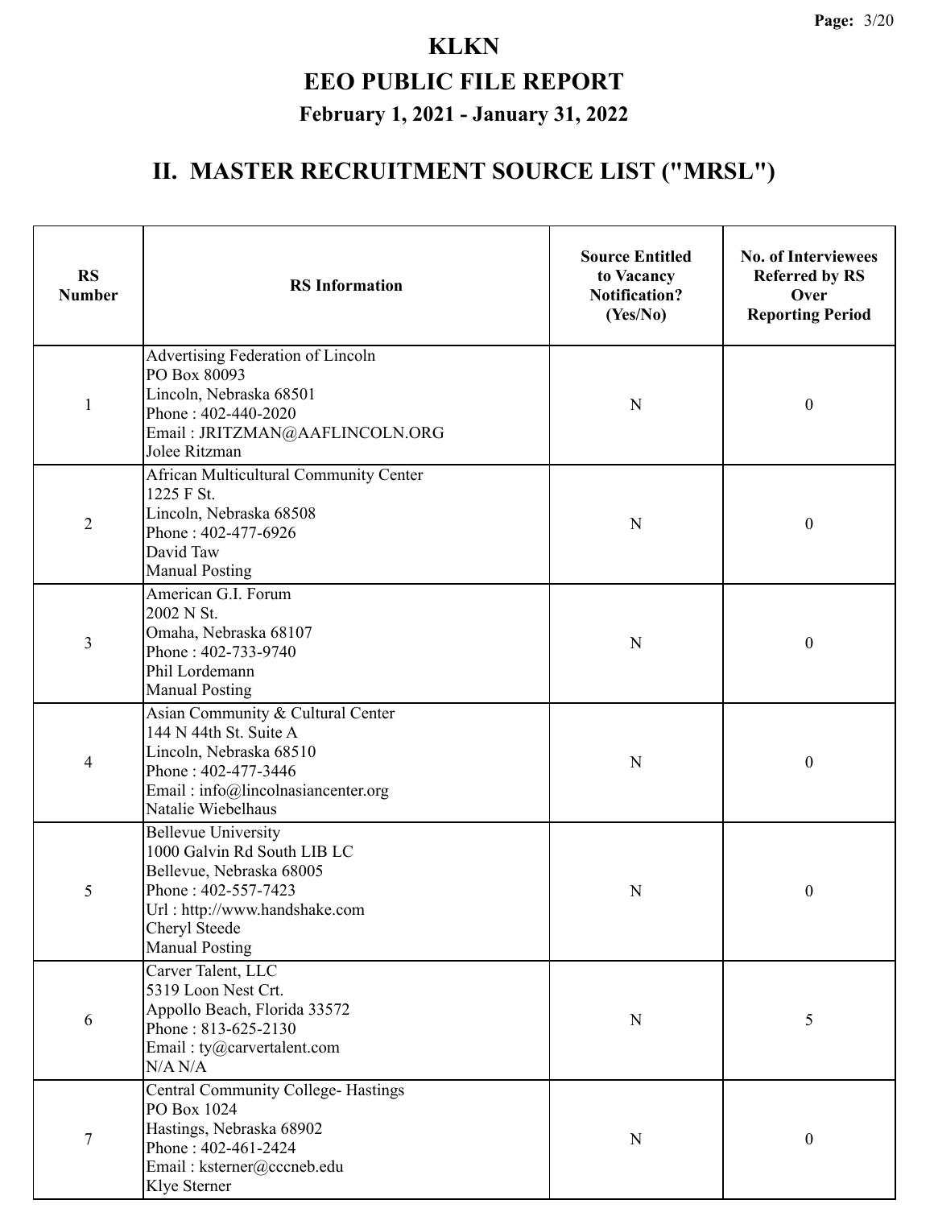# KLKN

## EEO PUBLIC FILE REPORT

### February 1, 2021 - January 31, 2022

## II. MASTER RECRUITMENT SOURCE LIST ("MRSL")

| RS Number | RS Information | Source Entitled to Vacancy Notification? (Yes/No) | No. of Interviewees Referred by RS Over Reporting Period |
|---|---|---|---|
| 1 | Advertising Federation of Lincoln<br>PO Box 80093<br>Lincoln, Nebraska 68501<br>Phone : 402-440-2020<br>Email : JRITZMAN@AAFLINCOLN.ORG<br>Jolee Ritzman | N | 0 |
| 2 | African Multicultural Community Center<br>1225 F St.<br>Lincoln, Nebraska 68508<br>Phone : 402-477-6926<br>David Taw<br>Manual Posting | N | 0 |
| 3 | American G.I. Forum<br>2002 N St.<br>Omaha, Nebraska 68107<br>Phone : 402-733-9740<br>Phil Lordemann<br>Manual Posting | N | 0 |
| 4 | Asian Community & Cultural Center<br>144 N 44th St. Suite A<br>Lincoln, Nebraska 68510<br>Phone : 402-477-3446<br>Email : info@lincolnasiancenter.org<br>Natalie Wiebelhaus | N | 0 |
| 5 | Bellevue University<br>1000 Galvin Rd South LIB LC<br>Bellevue, Nebraska 68005<br>Phone : 402-557-7423<br>Url : http://www.handshake.com<br>Cheryl Steede<br>Manual Posting | N | 0 |
| 6 | Carver Talent, LLC<br>5319 Loon Nest Crt.<br>Appollo Beach, Florida 33572<br>Phone : 813-625-2130<br>Email : ty@carvertalent.com<br>N/A N/A | N | 5 |
| 7 | Central Community College- Hastings<br>PO Box 1024<br>Hastings, Nebraska 68902<br>Phone : 402-461-2424<br>Email : ksterner@cccneb.edu<br>Klye Sterner | N | 0 |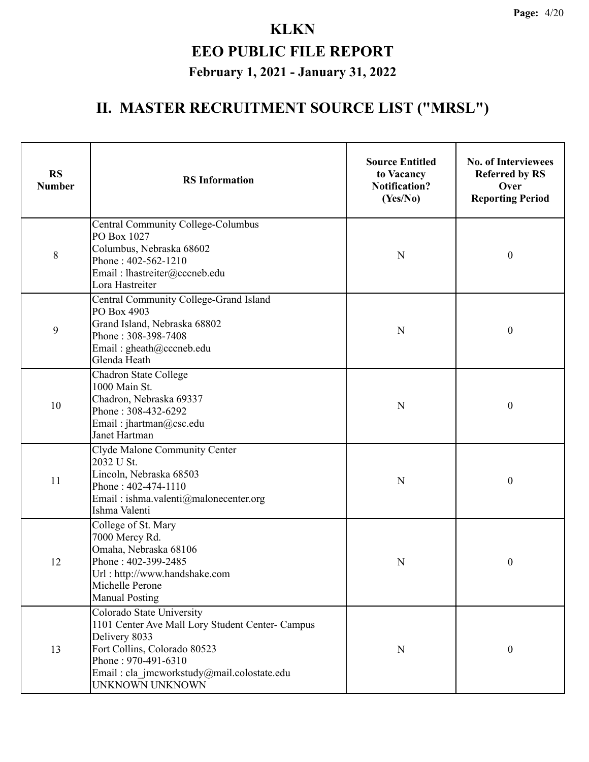# KLKN

## EEO PUBLIC FILE REPORT

### February 1, 2021 - January 31, 2022

## II. MASTER RECRUITMENT SOURCE LIST ("MRSL")

| RS Number | RS Information | Source Entitled to Vacancy Notification? (Yes/No) | No. of Interviewees Referred by RS Over Reporting Period |
|---|---|---|---|
| 8 | Central Community College-Columbus<br>PO Box 1027<br>Columbus, Nebraska 68602<br>Phone : 402-562-1210<br>Email : lhastreiter@cccneb.edu<br>Lora Hastreiter | N | 0 |
| 9 | Central Community College-Grand Island<br>PO Box 4903<br>Grand Island, Nebraska 68802<br>Phone : 308-398-7408<br>Email : gheath@cccneb.edu<br>Glenda Heath | N | 0 |
| 10 | Chadron State College<br>1000 Main St.<br>Chadron, Nebraska 69337<br>Phone : 308-432-6292<br>Email : jhartman@csc.edu<br>Janet Hartman | N | 0 |
| 11 | Clyde Malone Community Center<br>2032 U St.<br>Lincoln, Nebraska 68503<br>Phone : 402-474-1110<br>Email : ishma.valenti@malonecenter.org<br>Ishma Valenti | N | 0 |
| 12 | College of St. Mary<br>7000 Mercy Rd.<br>Omaha, Nebraska 68106<br>Phone : 402-399-2485<br>Url : http://www.handshake.com<br>Michelle Perone<br>Manual Posting | N | 0 |
| 13 | Colorado State University<br>1101 Center Ave Mall Lory Student Center- Campus Delivery 8033<br>Fort Collins, Colorado 80523<br>Phone : 970-491-6310<br>Email : cla_jmcworkstudy@mail.colostate.edu<br>UNKNOWN UNKNOWN | N | 0 |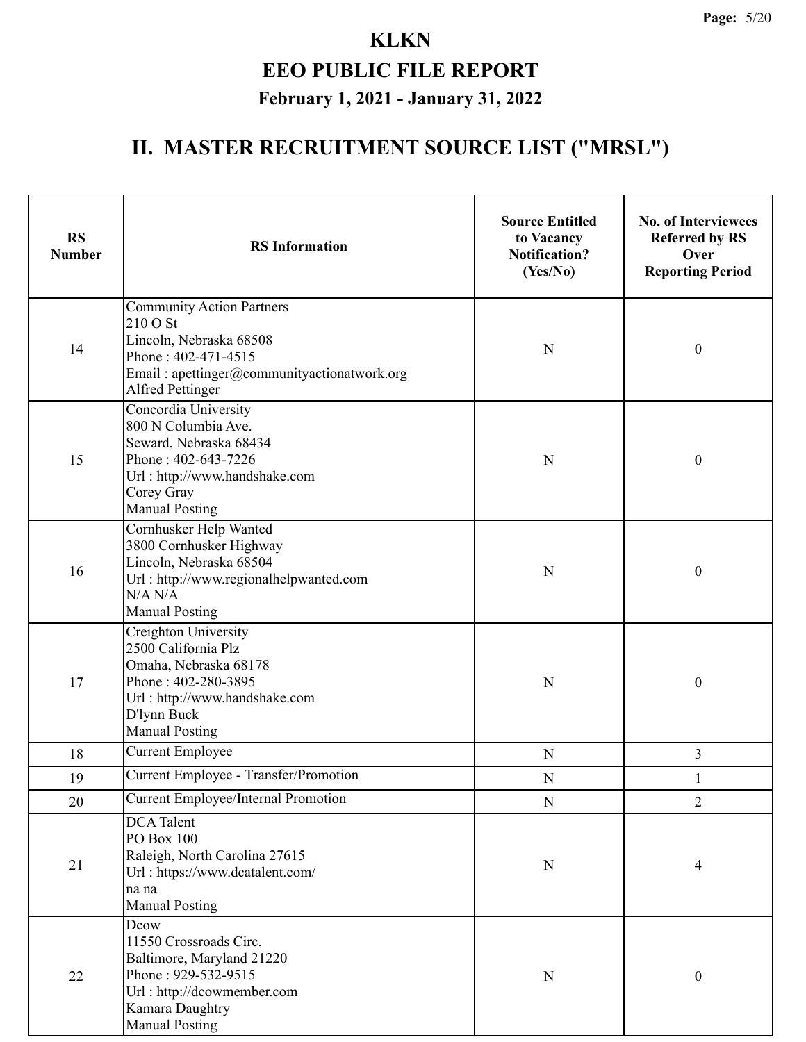# KLKN

# EEO PUBLIC FILE REPORT

## February 1, 2021 - January 31, 2022

## II. MASTER RECRUITMENT SOURCE LIST ("MRSL")

| RS Number | RS Information | Source Entitled to Vacancy Notification? (Yes/No) | No. of Interviewees Referred by RS Over Reporting Period |
|---|---|---|---|
| 14 | Community Action Partners<br>210 O St<br>Lincoln, Nebraska 68508<br>Phone : 402-471-4515<br>Email : apettinger@communityactionatwork.org<br>Alfred Pettinger | N | 0 |
| 15 | Concordia University<br>800 N Columbia Ave.<br>Seward, Nebraska 68434<br>Phone : 402-643-7226<br>Url : http://www.handshake.com<br>Corey Gray<br>Manual Posting | N | 0 |
| 16 | Cornhusker Help Wanted<br>3800 Cornhusker Highway<br>Lincoln, Nebraska 68504<br>Url : http://www.regionalhelpwanted.com<br>N/A N/A<br>Manual Posting | N | 0 |
| 17 | Creighton University<br>2500 California Plz<br>Omaha, Nebraska 68178<br>Phone : 402-280-3895<br>Url : http://www.handshake.com<br>D'lynn Buck<br>Manual Posting | N | 0 |
| 18 | Current Employee | N | 3 |
| 19 | Current Employee - Transfer/Promotion | N | 1 |
| 20 | Current Employee/Internal Promotion | N | 2 |
| 21 | DCA Talent<br>PO Box 100<br>Raleigh, North Carolina 27615<br>Url : https://www.dcatalent.com/<br>na na<br>Manual Posting | N | 4 |
| 22 | Dcow<br>11550 Crossroads Circ.<br>Baltimore, Maryland 21220<br>Phone : 929-532-9515<br>Url : http://dcowmember.com<br>Kamara Daughtry<br>Manual Posting | N | 0 |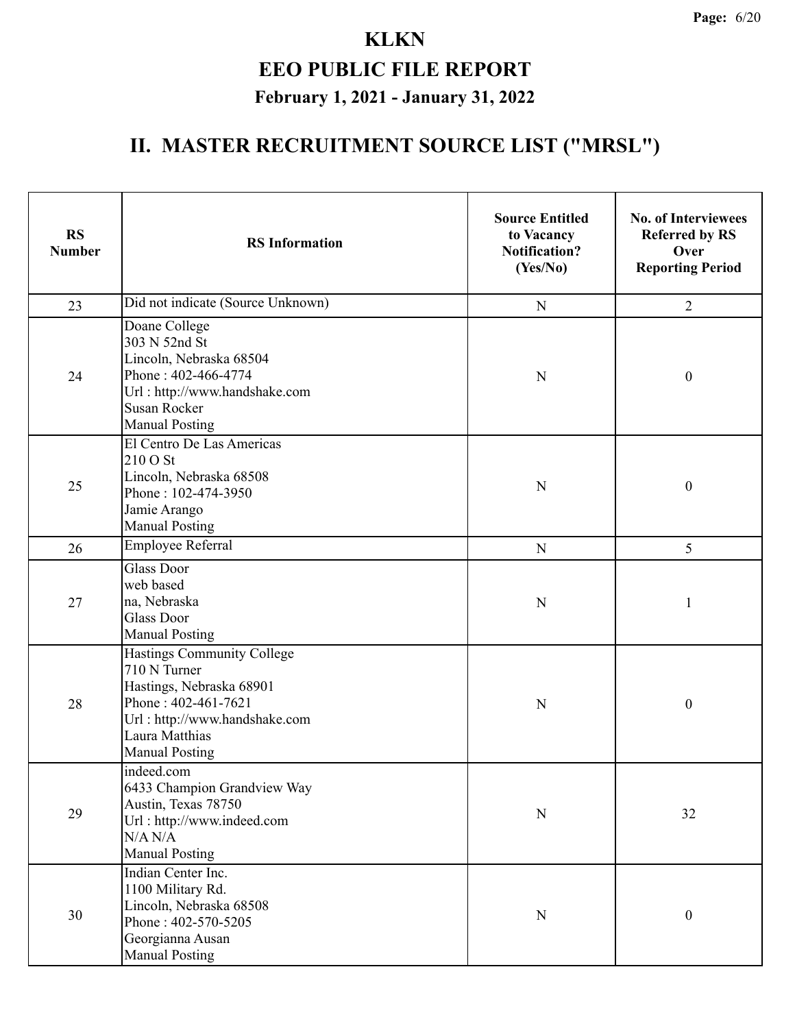# KLKN

# EEO PUBLIC FILE REPORT

## February 1, 2021 - January 31, 2022

## II. MASTER RECRUITMENT SOURCE LIST ("MRSL")

| RS Number | RS Information | Source Entitled to Vacancy Notification? (Yes/No) | No. of Interviewees Referred by RS Over Reporting Period |
|---|---|---|---|
| 23 | Did not indicate (Source Unknown) | N | 2 |
| 24 | Doane College<br>303 N 52nd St<br>Lincoln, Nebraska 68504<br>Phone : 402-466-4774<br>Url : http://www.handshake.com<br>Susan Rocker<br>Manual Posting | N | 0 |
| 25 | El Centro De Las Americas<br>210 O St<br>Lincoln, Nebraska 68508<br>Phone : 102-474-3950<br>Jamie Arango<br>Manual Posting | N | 0 |
| 26 | Employee Referral | N | 5 |
| 27 | Glass Door<br>web based<br>na, Nebraska<br>Glass Door<br>Manual Posting | N | 1 |
| 28 | Hastings Community College<br>710 N Turner<br>Hastings, Nebraska 68901<br>Phone : 402-461-7621<br>Url : http://www.handshake.com<br>Laura Matthias<br>Manual Posting | N | 0 |
| 29 | indeed.com<br>6433 Champion Grandview Way<br>Austin, Texas 78750<br>Url : http://www.indeed.com<br>N/A N/A<br>Manual Posting | N | 32 |
| 30 | Indian Center Inc.<br>1100 Military Rd.<br>Lincoln, Nebraska 68508<br>Phone : 402-570-5205<br>Georgianna Ausan<br>Manual Posting | N | 0 |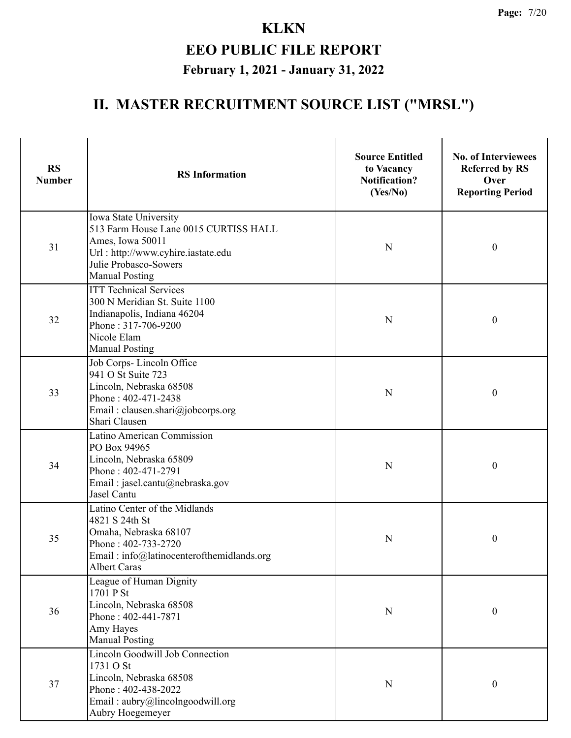# KLKN

# EEO PUBLIC FILE REPORT

## February 1, 2021 - January 31, 2022

## II. MASTER RECRUITMENT SOURCE LIST ("MRSL")

| RS Number | RS Information | Source Entitled to Vacancy Notification? (Yes/No) | No. of Interviewees Referred by RS Over Reporting Period |
|---|---|---|---|
| 31 | Iowa State University<br>513 Farm House Lane 0015 CURTISS HALL<br>Ames, Iowa 50011<br>Url : http://www.cyhire.iastate.edu<br>Julie Probasco-Sowers<br>Manual Posting | N | 0 |
| 32 | ITT Technical Services<br>300 N Meridian St. Suite 1100<br>Indianapolis, Indiana 46204<br>Phone : 317-706-9200<br>Nicole Elam<br>Manual Posting | N | 0 |
| 33 | Job Corps- Lincoln Office<br>941 O St Suite 723<br>Lincoln, Nebraska 68508<br>Phone : 402-471-2438<br>Email : clausen.shari@jobcorps.org<br>Shari Clausen | N | 0 |
| 34 | Latino American Commission<br>PO Box 94965<br>Lincoln, Nebraska 65809<br>Phone : 402-471-2791<br>Email : jasel.cantu@nebraska.gov<br>Jasel Cantu | N | 0 |
| 35 | Latino Center of the Midlands<br>4821 S 24th St<br>Omaha, Nebraska 68107<br>Phone : 402-733-2720<br>Email : info@latinocenterofthemidlands.org<br>Albert Caras | N | 0 |
| 36 | League of Human Dignity<br>1701 P St<br>Lincoln, Nebraska 68508<br>Phone : 402-441-7871<br>Amy Hayes<br>Manual Posting | N | 0 |
| 37 | Lincoln Goodwill Job Connection<br>1731 O St<br>Lincoln, Nebraska 68508<br>Phone : 402-438-2022<br>Email : aubry@lincolngoodwill.org<br>Aubry Hoegemeyer | N | 0 |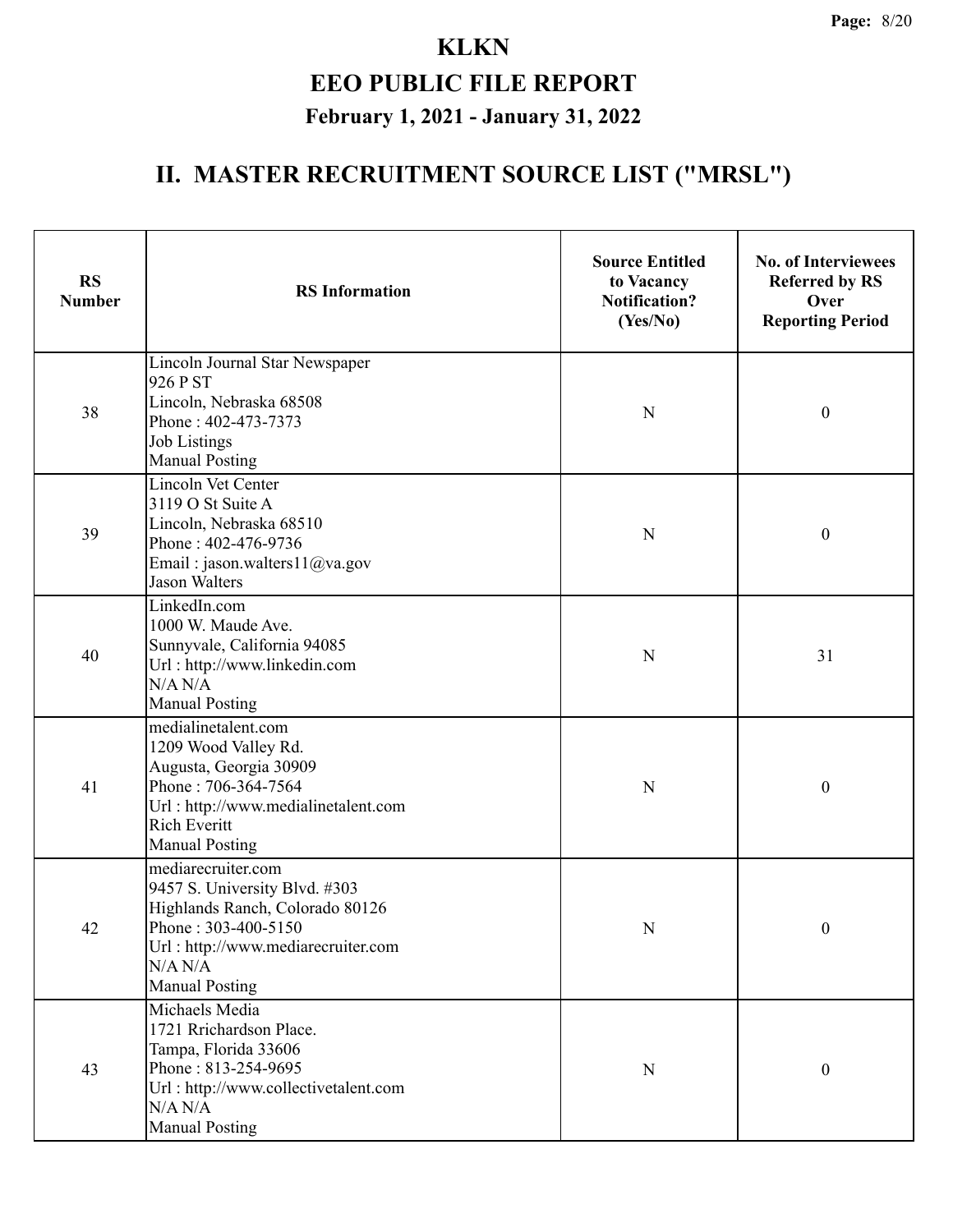# KLKN

## EEO PUBLIC FILE REPORT

### February 1, 2021 - January 31, 2022

## II. MASTER RECRUITMENT SOURCE LIST ("MRSL")

| RS Number | RS Information | Source Entitled to Vacancy Notification? (Yes/No) | No. of Interviewees Referred by RS Over Reporting Period |
|---|---|---|---|
| 38 | Lincoln Journal Star Newspaper<br>926 P ST<br>Lincoln, Nebraska 68508<br>Phone : 402-473-7373<br>Job Listings<br>Manual Posting | N | 0 |
| 39 | Lincoln Vet Center<br>3119 O St Suite A<br>Lincoln, Nebraska 68510<br>Phone : 402-476-9736<br>Email : jason.walters11@va.gov<br>Jason Walters | N | 0 |
| 40 | LinkedIn.com<br>1000 W. Maude Ave.<br>Sunnyvale, California 94085<br>Url : http://www.linkedin.com<br>N/A N/A<br>Manual Posting | N | 31 |
| 41 | medialinetalent.com<br>1209 Wood Valley Rd.<br>Augusta, Georgia 30909<br>Phone : 706-364-7564<br>Url : http://www.medialinetalent.com<br>Rich Everitt<br>Manual Posting | N | 0 |
| 42 | mediarecruiter.com<br>9457 S. University Blvd. #303<br>Highlands Ranch, Colorado 80126<br>Phone : 303-400-5150<br>Url : http://www.mediarecruiter.com<br>N/A N/A<br>Manual Posting | N | 0 |
| 43 | Michaels Media<br>1721 Rrichardson Place.<br>Tampa, Florida 33606<br>Phone : 813-254-9695<br>Url : http://www.collectivetalent.com<br>N/A N/A<br>Manual Posting | N | 0 |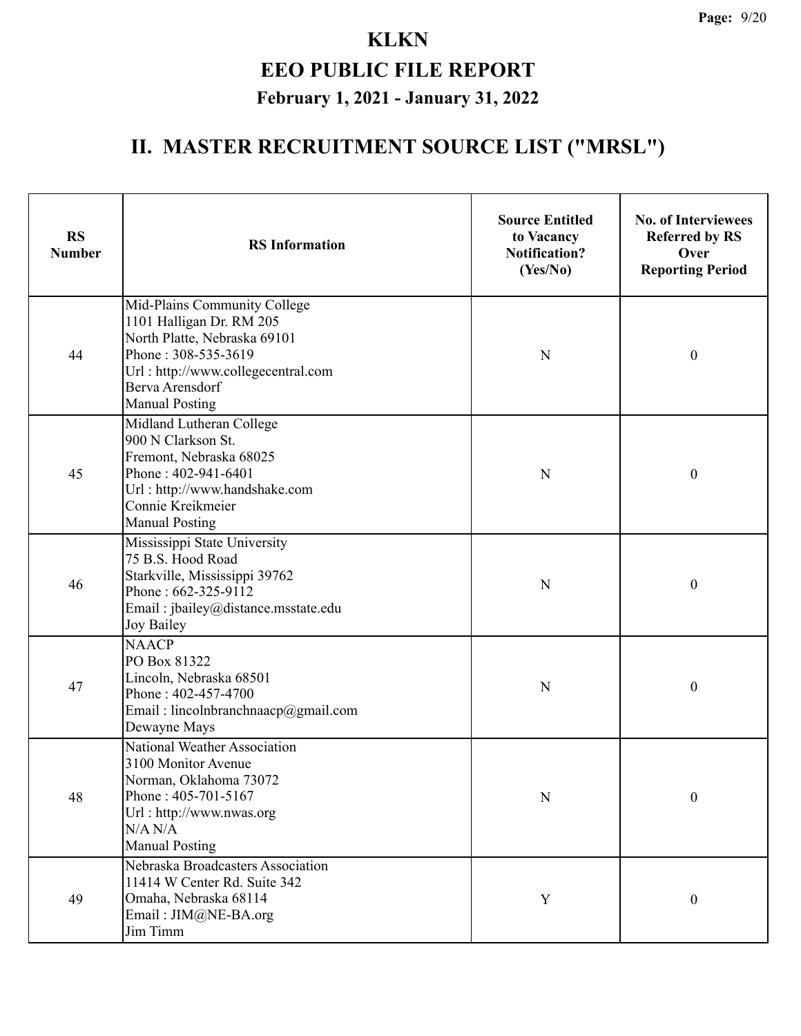# KLKN

# EEO PUBLIC FILE REPORT

## February 1, 2021 - January 31, 2022

## II. MASTER RECRUITMENT SOURCE LIST ("MRSL")

| RS Number | RS Information | Source Entitled to Vacancy Notification? (Yes/No) | No. of Interviewees Referred by RS Over Reporting Period |
|---|---|---|---|
| 44 | Mid-Plains Community College<br>1101 Halligan Dr. RM 205<br>North Platte, Nebraska 69101<br>Phone : 308-535-3619<br>Url : http://www.collegecentral.com<br>Berva Arensdorf<br>Manual Posting | N | 0 |
| 45 | Midland Lutheran College<br>900 N Clarkson St.<br>Fremont, Nebraska 68025<br>Phone : 402-941-6401<br>Url : http://www.handshake.com<br>Connie Kreikmeier<br>Manual Posting | N | 0 |
| 46 | Mississippi State University<br>75 B.S. Hood Road<br>Starkville, Mississippi 39762<br>Phone : 662-325-9112<br>Email : jbailey@distance.msstate.edu<br>Joy Bailey | N | 0 |
| 47 | NAACP<br>PO Box 81322<br>Lincoln, Nebraska 68501<br>Phone : 402-457-4700<br>Email : lincolnbranchnaacp@gmail.com<br>Dewayne Mays | N | 0 |
| 48 | National Weather Association<br>3100 Monitor Avenue<br>Norman, Oklahoma 73072<br>Phone : 405-701-5167<br>Url : http://www.nwas.org<br>N/A N/A<br>Manual Posting | N | 0 |
| 49 | Nebraska Broadcasters Association<br>11414 W Center Rd. Suite 342<br>Omaha, Nebraska 68114<br>Email : JIM@NE-BA.org<br>Jim Timm | Y | 0 |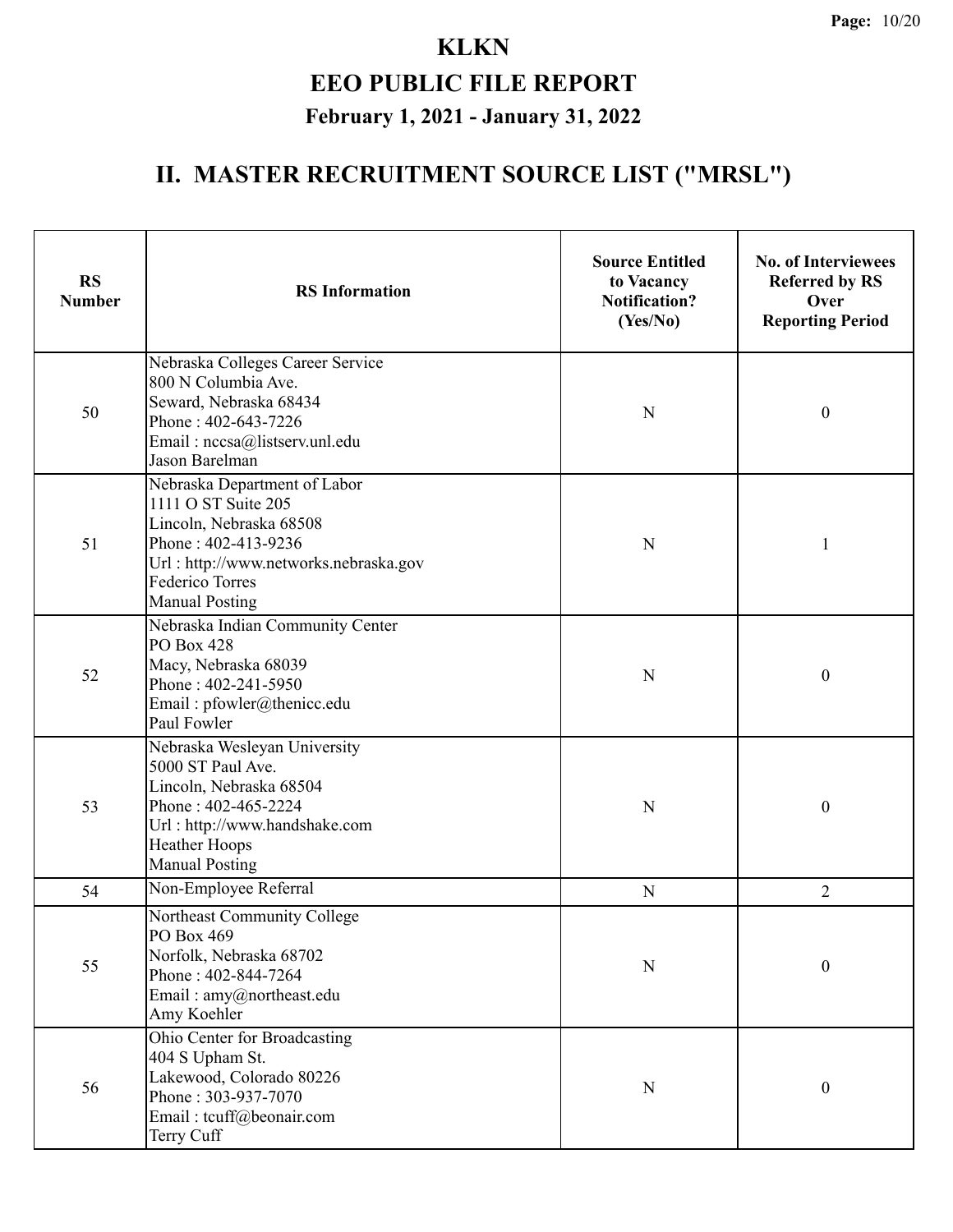# KLKN

## EEO PUBLIC FILE REPORT

### February 1, 2021 - January 31, 2022

## II. MASTER RECRUITMENT SOURCE LIST ("MRSL")

| RS Number | RS Information | Source Entitled to Vacancy Notification? (Yes/No) | No. of Interviewees Referred by RS Over Reporting Period |
|---|---|---|---|
| 50 | Nebraska Colleges Career Service<br>800 N Columbia Ave.<br>Seward, Nebraska 68434<br>Phone : 402-643-7226<br>Email : nccsa@listserv.unl.edu<br>Jason Barelman | N | 0 |
| 51 | Nebraska Department of Labor<br>1111 O ST Suite 205<br>Lincoln, Nebraska 68508<br>Phone : 402-413-9236<br>Url : http://www.networks.nebraska.gov<br>Federico Torres<br>Manual Posting | N | 1 |
| 52 | Nebraska Indian Community Center<br>PO Box 428<br>Macy, Nebraska 68039<br>Phone : 402-241-5950<br>Email : pfowler@thenicc.edu<br>Paul Fowler | N | 0 |
| 53 | Nebraska Wesleyan University<br>5000 ST Paul Ave.<br>Lincoln, Nebraska 68504<br>Phone : 402-465-2224<br>Url : http://www.handshake.com<br>Heather Hoops<br>Manual Posting | N | 0 |
| 54 | Non-Employee Referral | N | 2 |
| 55 | Northeast Community College<br>PO Box 469<br>Norfolk, Nebraska 68702<br>Phone : 402-844-7264<br>Email : amy@northeast.edu<br>Amy Koehler | N | 0 |
| 56 | Ohio Center for Broadcasting<br>404 S Upham St.<br>Lakewood, Colorado 80226<br>Phone : 303-937-7070<br>Email : tcuff@beonair.com<br>Terry Cuff | N | 0 |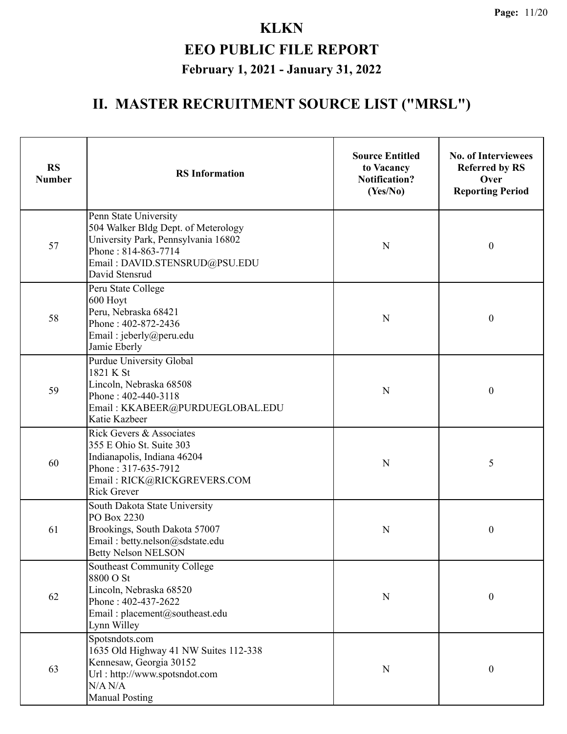# KLKN

## EEO PUBLIC FILE REPORT

### February 1, 2021 - January 31, 2022

## II. MASTER RECRUITMENT SOURCE LIST ("MRSL")

| RS Number | RS Information | Source Entitled to Vacancy Notification? (Yes/No) | No. of Interviewees Referred by RS Over Reporting Period |
|---|---|---|---|
| 57 | Penn State University<br>504 Walker Bldg Dept. of Meterology<br>University Park, Pennsylvania 16802<br>Phone : 814-863-7714<br>Email : DAVID.STENSRUD@PSU.EDU<br>David Stensrud | N | 0 |
| 58 | Peru State College<br>600 Hoyt<br>Peru, Nebraska 68421<br>Phone : 402-872-2436<br>Email : jeberly@peru.edu<br>Jamie Eberly | N | 0 |
| 59 | Purdue University Global<br>1821 K St<br>Lincoln, Nebraska 68508<br>Phone : 402-440-3118<br>Email : KKABEER@PURDUEGLOBAL.EDU<br>Katie Kazbeer | N | 0 |
| 60 | Rick Gevers & Associates<br>355 E Ohio St. Suite 303<br>Indianapolis, Indiana 46204<br>Phone : 317-635-7912<br>Email : RICK@RICKGREVERS.COM<br>Rick Grever | N | 5 |
| 61 | South Dakota State University<br>PO Box 2230<br>Brookings, South Dakota 57007<br>Email : betty.nelson@sdstate.edu<br>Betty Nelson NELSON | N | 0 |
| 62 | Southeast Community College<br>8800 O St<br>Lincoln, Nebraska 68520<br>Phone : 402-437-2622<br>Email : placement@southeast.edu<br>Lynn Willey | N | 0 |
| 63 | Spotsndots.com<br>1635 Old Highway 41 NW Suites 112-338<br>Kennesaw, Georgia 30152<br>Url : http://www.spotsndot.com<br>N/A N/A<br>Manual Posting | N | 0 |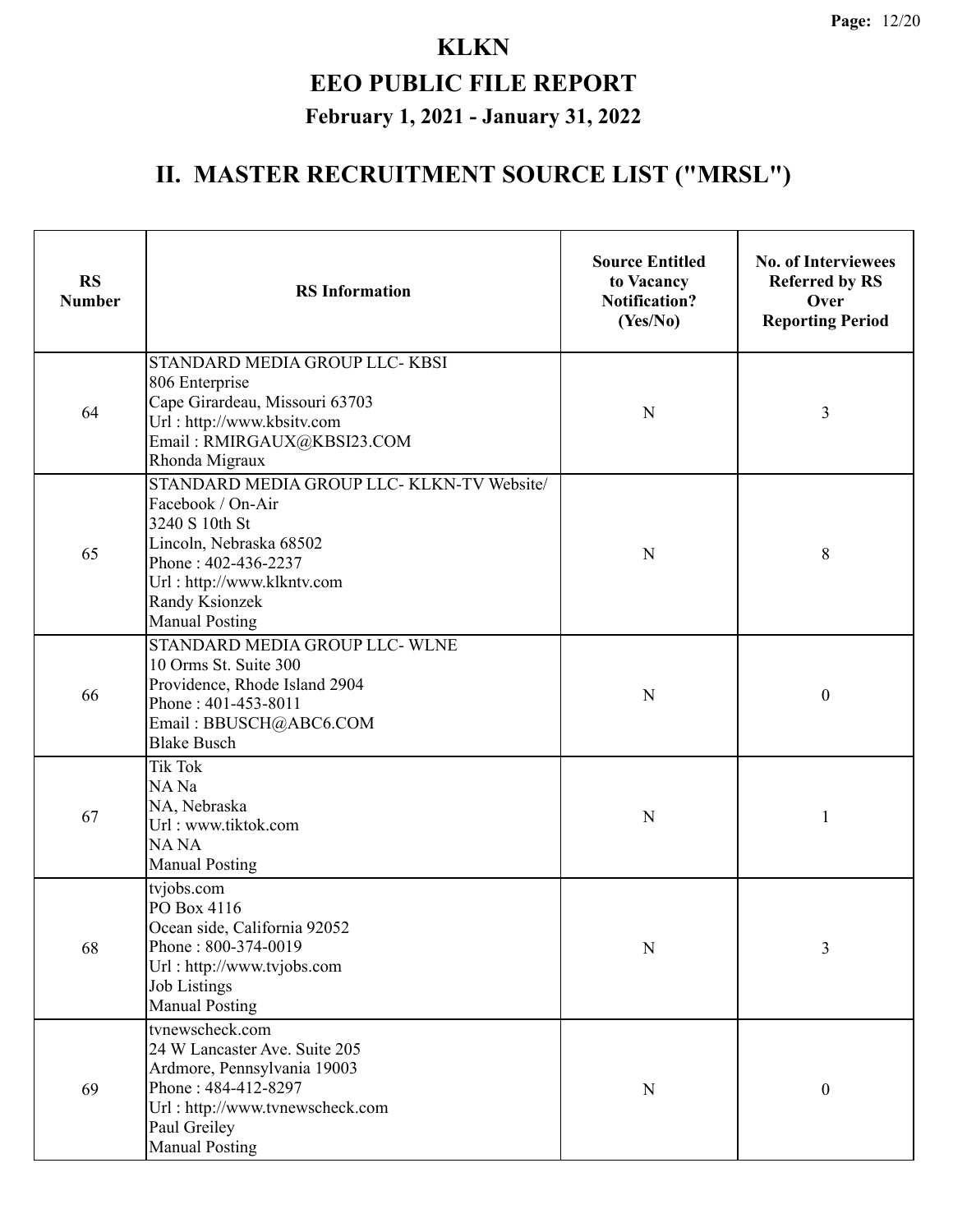# KLKN

# EEO PUBLIC FILE REPORT

## February 1, 2021 - January 31, 2022

## II. MASTER RECRUITMENT SOURCE LIST ("MRSL")

| RS Number | RS Information | Source Entitled to Vacancy Notification? (Yes/No) | No. of Interviewees Referred by RS Over Reporting Period |
|---|---|---|---|
| 64 | STANDARD MEDIA GROUP LLC- KBSI<br>806 Enterprise<br>Cape Girardeau, Missouri 63703<br>Url : http://www.kbsitv.com<br>Email : RMIRGAUX@KBSI23.COM<br>Rhonda Migraux | N | 3 |
| 65 | STANDARD MEDIA GROUP LLC- KLKN-TV Website/ Facebook / On-Air<br>3240 S 10th St<br>Lincoln, Nebraska 68502<br>Phone : 402-436-2237<br>Url : http://www.klkntv.com<br>Randy Ksionzek<br>Manual Posting | N | 8 |
| 66 | STANDARD MEDIA GROUP LLC- WLNE<br>10 Orms St. Suite 300<br>Providence, Rhode Island 2904<br>Phone : 401-453-8011<br>Email : BBUSCH@ABC6.COM<br>Blake Busch | N | 0 |
| 67 | Tik Tok<br>NA Na<br>NA, Nebraska<br>Url : www.tiktok.com<br>NA NA<br>Manual Posting | N | 1 |
| 68 | tvjobs.com<br>PO Box 4116<br>Ocean side, California 92052<br>Phone : 800-374-0019<br>Url : http://www.tvjobs.com<br>Job Listings<br>Manual Posting | N | 3 |
| 69 | tvnewscheck.com<br>24 W Lancaster Ave. Suite 205<br>Ardmore, Pennsylvania 19003<br>Phone : 484-412-8297<br>Url : http://www.tvnewscheck.com<br>Paul Greiley<br>Manual Posting | N | 0 |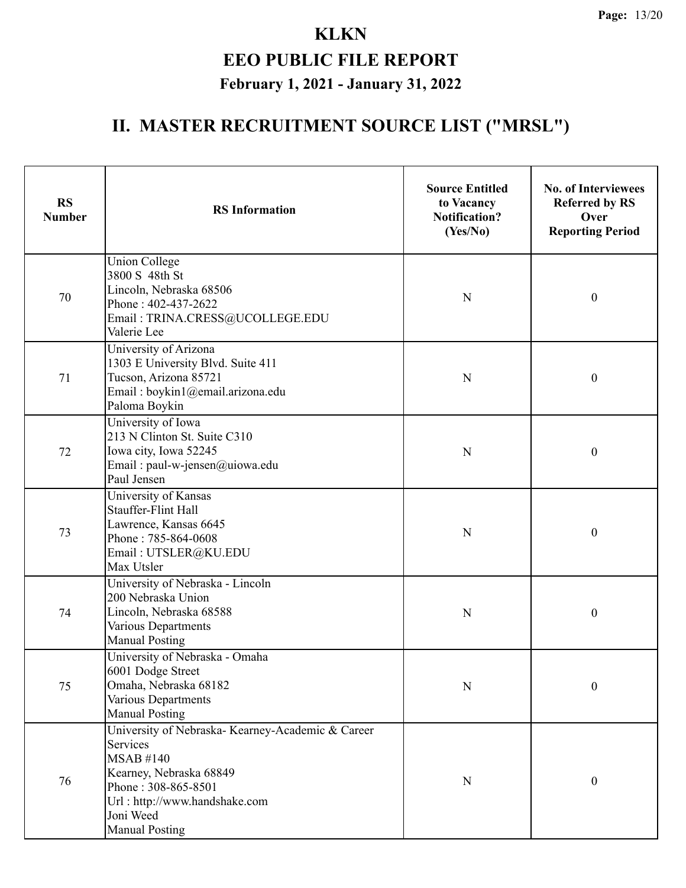# KLKN

## EEO PUBLIC FILE REPORT

### February 1, 2021 - January 31, 2022

## II. MASTER RECRUITMENT SOURCE LIST ("MRSL")

| RS Number | RS Information | Source Entitled to Vacancy Notification? (Yes/No) | No. of Interviewees Referred by RS Over Reporting Period |
|---|---|---|---|
| 70 | Union College<br>3800 S 48th St<br>Lincoln, Nebraska 68506<br>Phone : 402-437-2622<br>Email : TRINA.CRESS@UCOLLEGE.EDU<br>Valerie Lee | N | 0 |
| 71 | University of Arizona<br>1303 E University Blvd. Suite 411<br>Tucson, Arizona 85721<br>Email : boykin1@email.arizona.edu<br>Paloma Boykin | N | 0 |
| 72 | University of Iowa<br>213 N Clinton St. Suite C310<br>Iowa city, Iowa 52245<br>Email : paul-w-jensen@uiowa.edu<br>Paul Jensen | N | 0 |
| 73 | University of Kansas<br>Stauffer-Flint Hall<br>Lawrence, Kansas 6645<br>Phone : 785-864-0608<br>Email : UTSLER@KU.EDU<br>Max Utsler | N | 0 |
| 74 | University of Nebraska - Lincoln<br>200 Nebraska Union<br>Lincoln, Nebraska 68588<br>Various Departments<br>Manual Posting | N | 0 |
| 75 | University of Nebraska - Omaha<br>6001 Dodge Street<br>Omaha, Nebraska 68182<br>Various Departments<br>Manual Posting | N | 0 |
| 76 | University of Nebraska- Kearney-Academic & Career Services<br>MSAB #140<br>Kearney, Nebraska 68849<br>Phone : 308-865-8501<br>Url : http://www.handshake.com<br>Joni Weed<br>Manual Posting | N | 0 |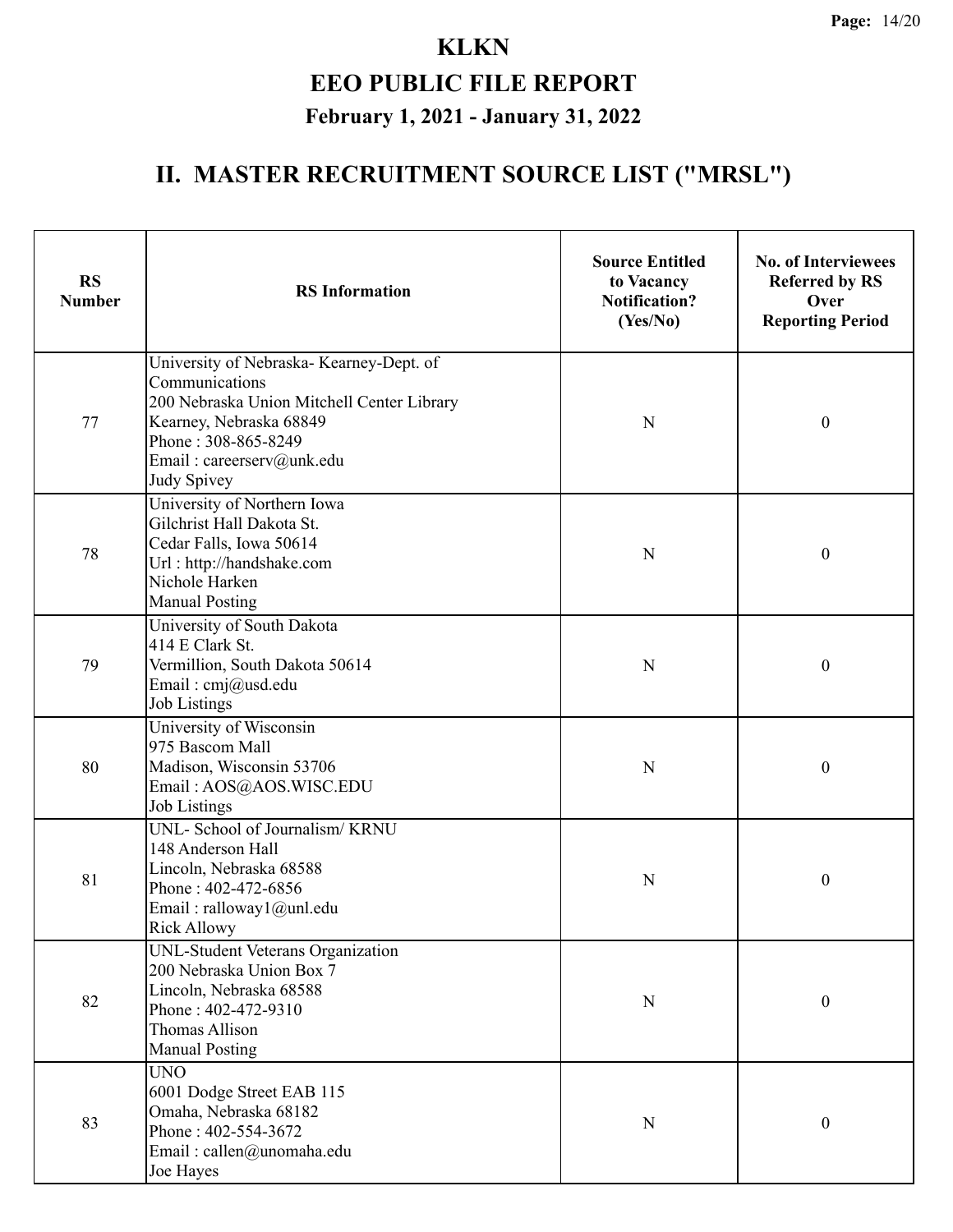# KLKN

# EEO PUBLIC FILE REPORT

### February 1, 2021 - January 31, 2022

## II. MASTER RECRUITMENT SOURCE LIST ("MRSL")

| RS Number | RS Information | Source Entitled to Vacancy Notification? (Yes/No) | No. of Interviewees Referred by RS Over Reporting Period |
|---|---|---|---|
| 77 | University of Nebraska- Kearney-Dept. of Communications<br>200 Nebraska Union Mitchell Center Library<br>Kearney, Nebraska 68849<br>Phone : 308-865-8249<br>Email : careerserv@unk.edu<br>Judy Spivey | N | 0 |
| 78 | University of Northern Iowa<br>Gilchrist Hall Dakota St.<br>Cedar Falls, Iowa 50614<br>Url : http://handshake.com<br>Nichole Harken<br>Manual Posting | N | 0 |
| 79 | University of South Dakota<br>414 E Clark St.<br>Vermillion, South Dakota 50614<br>Email : cmj@usd.edu<br>Job Listings | N | 0 |
| 80 | University of Wisconsin<br>975 Bascom Mall<br>Madison, Wisconsin 53706<br>Email : AOS@AOS.WISC.EDU<br>Job Listings | N | 0 |
| 81 | UNL- School of Journalism/ KRNU<br>148 Anderson Hall<br>Lincoln, Nebraska 68588<br>Phone : 402-472-6856<br>Email : ralloway1@unl.edu<br>Rick Allowy | N | 0 |
| 82 | UNL-Student Veterans Organization<br>200 Nebraska Union Box 7<br>Lincoln, Nebraska 68588<br>Phone : 402-472-9310<br>Thomas Allison<br>Manual Posting | N | 0 |
| 83 | UNO<br>6001 Dodge Street EAB 115<br>Omaha, Nebraska 68182<br>Phone : 402-554-3672<br>Email : callen@unomaha.edu<br>Joe Hayes | N | 0 |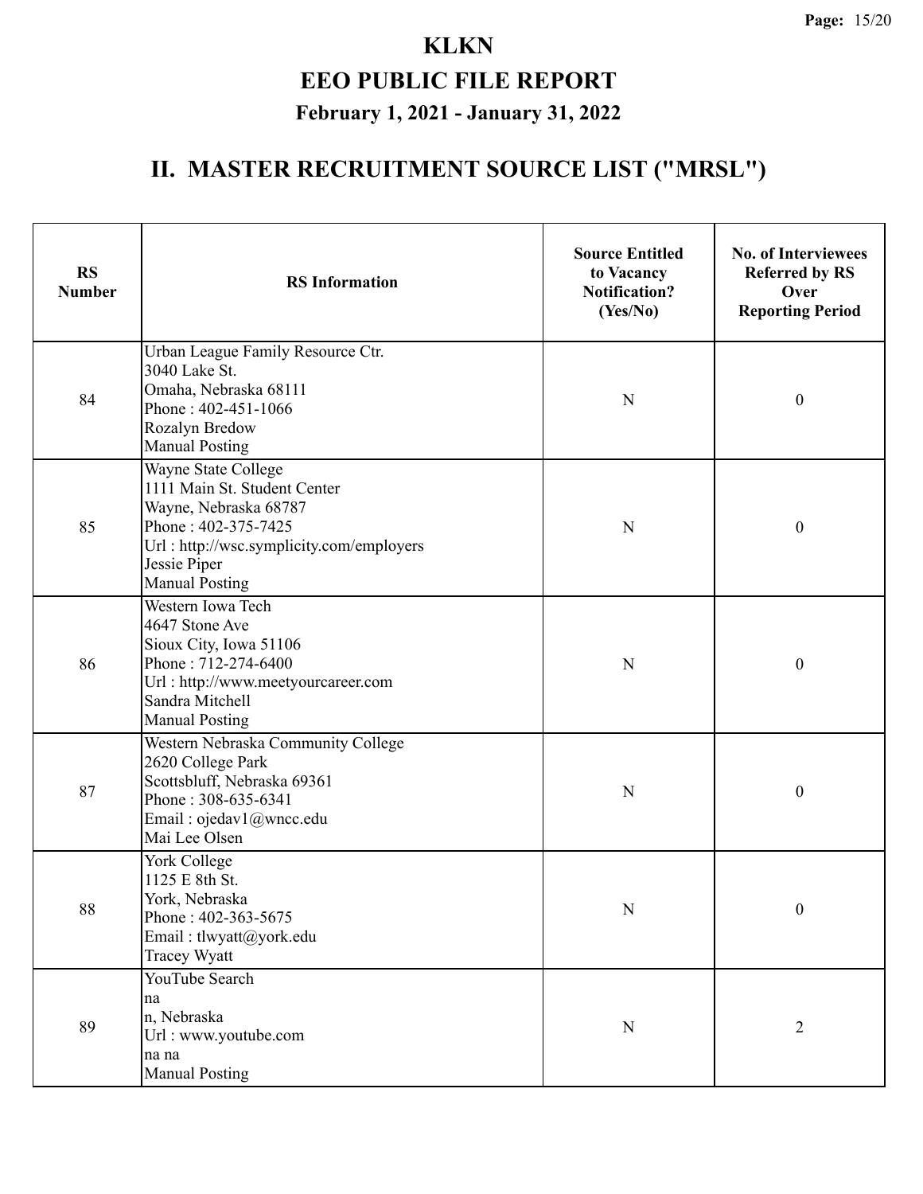# KLKN

## EEO PUBLIC FILE REPORT

### February 1, 2021 - January 31, 2022

## II. MASTER RECRUITMENT SOURCE LIST ("MRSL")

| RS Number | RS Information | Source Entitled to Vacancy Notification? (Yes/No) | No. of Interviewees Referred by RS Over Reporting Period |
|---|---|---|---|
| 84 | Urban League Family Resource Ctr.<br>3040 Lake St.<br>Omaha, Nebraska 68111<br>Phone : 402-451-1066<br>Rozalyn Bredow<br>Manual Posting | N | 0 |
| 85 | Wayne State College<br>1111 Main St. Student Center<br>Wayne, Nebraska 68787<br>Phone : 402-375-7425<br>Url : http://wsc.symplicity.com/employers<br>Jessie Piper<br>Manual Posting | N | 0 |
| 86 | Western Iowa Tech<br>4647 Stone Ave<br>Sioux City, Iowa 51106<br>Phone : 712-274-6400<br>Url : http://www.meetyourcareer.com<br>Sandra Mitchell<br>Manual Posting | N | 0 |
| 87 | Western Nebraska Community College<br>2620 College Park<br>Scottsbluff, Nebraska 69361<br>Phone : 308-635-6341<br>Email : ojedav1@wncc.edu<br>Mai Lee Olsen | N | 0 |
| 88 | York College<br>1125 E 8th St.<br>York, Nebraska<br>Phone : 402-363-5675<br>Email : tlwyatt@york.edu<br>Tracey Wyatt | N | 0 |
| 89 | YouTube Search<br>na<br>n, Nebraska<br>Url : www.youtube.com<br>na na<br>Manual Posting | N | 2 |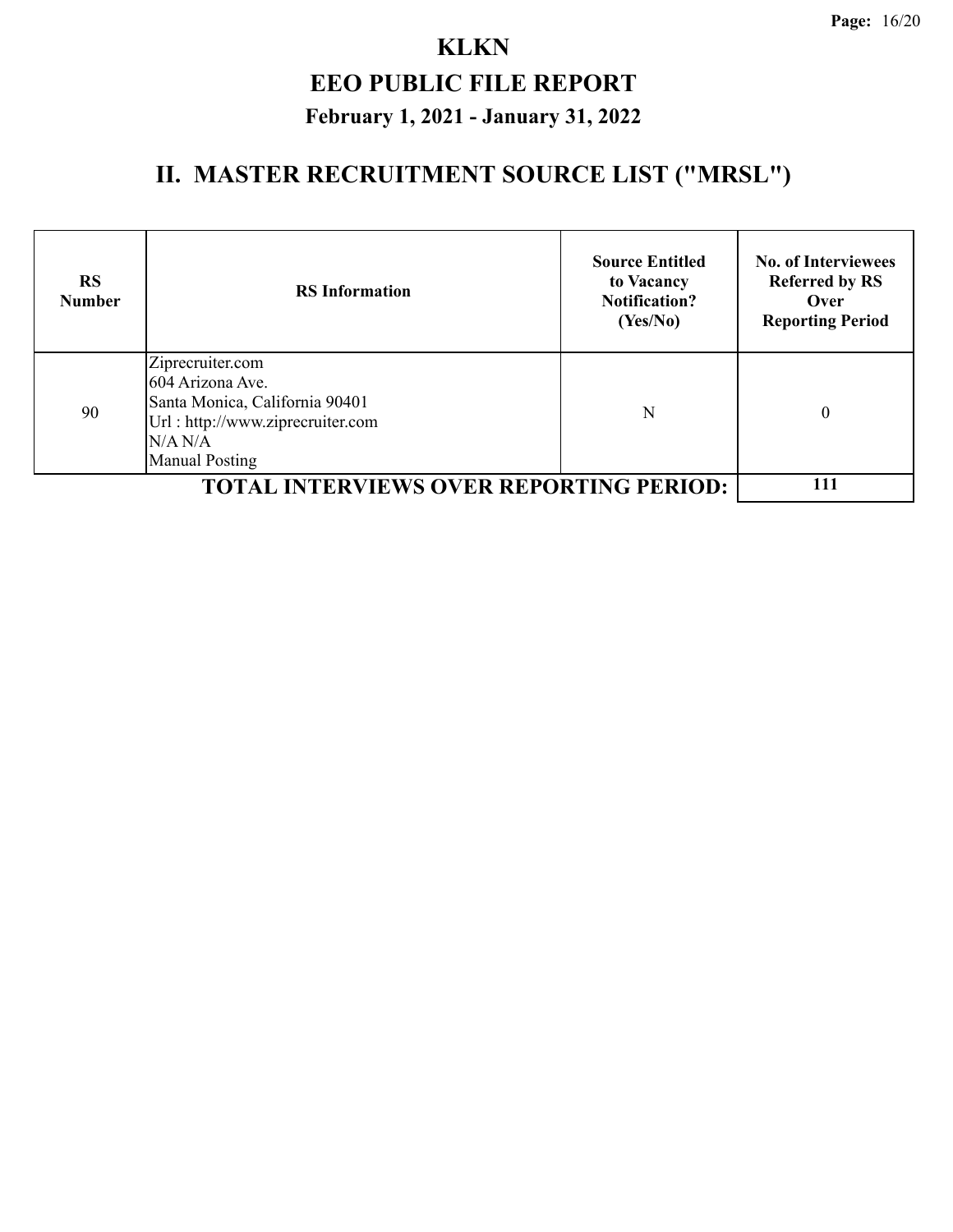# KLKN

## EEO PUBLIC FILE REPORT

### February 1, 2021 - January 31, 2022

## II. MASTER RECRUITMENT SOURCE LIST ("MRSL")

| RS Number | RS Information | Source Entitled to Vacancy Notification? (Yes/No) | No. of Interviewees Referred by RS Over Reporting Period |
|---|---|---|---|
| 90 | Ziprecruiter.com<br>604 Arizona Ave.<br>Santa Monica, California 90401<br>Url : http://www.ziprecruiter.com<br>N/A N/A<br>Manual Posting | N | 0 |
| **TOTAL INTERVIEWS OVER REPORTING PERIOD:** | | | **111** |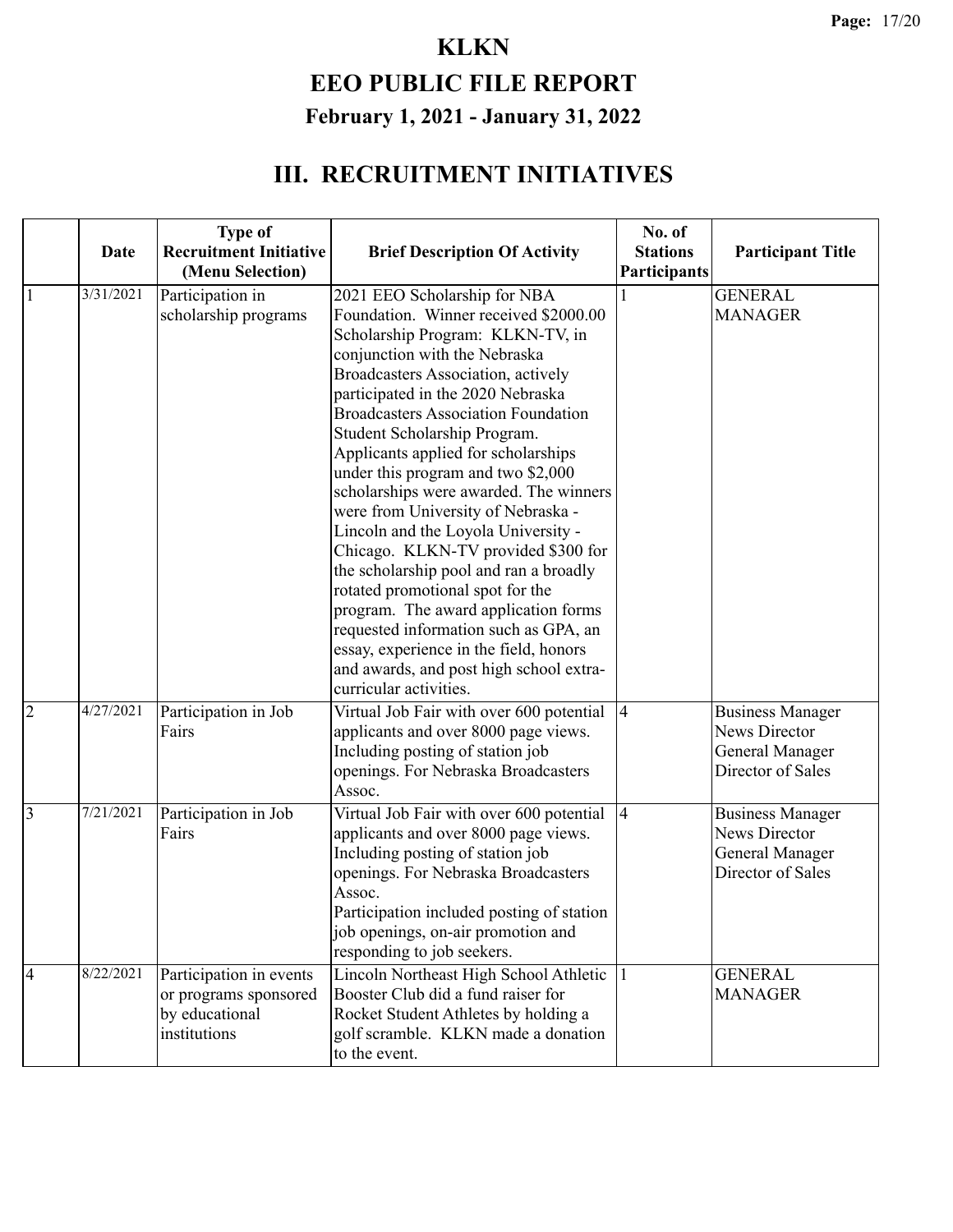# KLKN

# EEO PUBLIC FILE REPORT

## February 1, 2021 - January 31, 2022

## III. RECRUITMENT INITIATIVES

| | Date | Type of Recruitment Initiative (Menu Selection) | Brief Description Of Activity | No. of Stations Participants | Participant Title |
|---|---|---|---|---|---|
| 1 | 3/31/2021 | Participation in scholarship programs | 2021 EEO Scholarship for NBA Foundation. Winner received $2000.00 Scholarship Program: KLKN-TV, in conjunction with the Nebraska Broadcasters Association, actively participated in the 2020 Nebraska Broadcasters Association Foundation Student Scholarship Program. Applicants applied for scholarships under this program and two $2,000 scholarships were awarded. The winners were from University of Nebraska - Lincoln and the Loyola University - Chicago. KLKN-TV provided $300 for the scholarship pool and ran a broadly rotated promotional spot for the program. The award application forms requested information such as GPA, an essay, experience in the field, honors and awards, and post high school extra-curricular activities. | 1 | GENERAL MANAGER |
| 2 | 4/27/2021 | Participation in Job Fairs | Virtual Job Fair with over 600 potential applicants and over 8000 page views. Including posting of station job openings. For Nebraska Broadcasters Assoc. | 4 | Business Manager<br>News Director<br>General Manager<br>Director of Sales |
| 3 | 7/21/2021 | Participation in Job Fairs | Virtual Job Fair with over 600 potential applicants and over 8000 page views. Including posting of station job openings. For Nebraska Broadcasters Assoc.<br>Participation included posting of station job openings, on-air promotion and responding to job seekers. | 4 | Business Manager<br>News Director<br>General Manager<br>Director of Sales |
| 4 | 8/22/2021 | Participation in events or programs sponsored by educational institutions | Lincoln Northeast High School Athletic Booster Club did a fund raiser for Rocket Student Athletes by holding a golf scramble. KLKN made a donation to the event. | 1 | GENERAL MANAGER |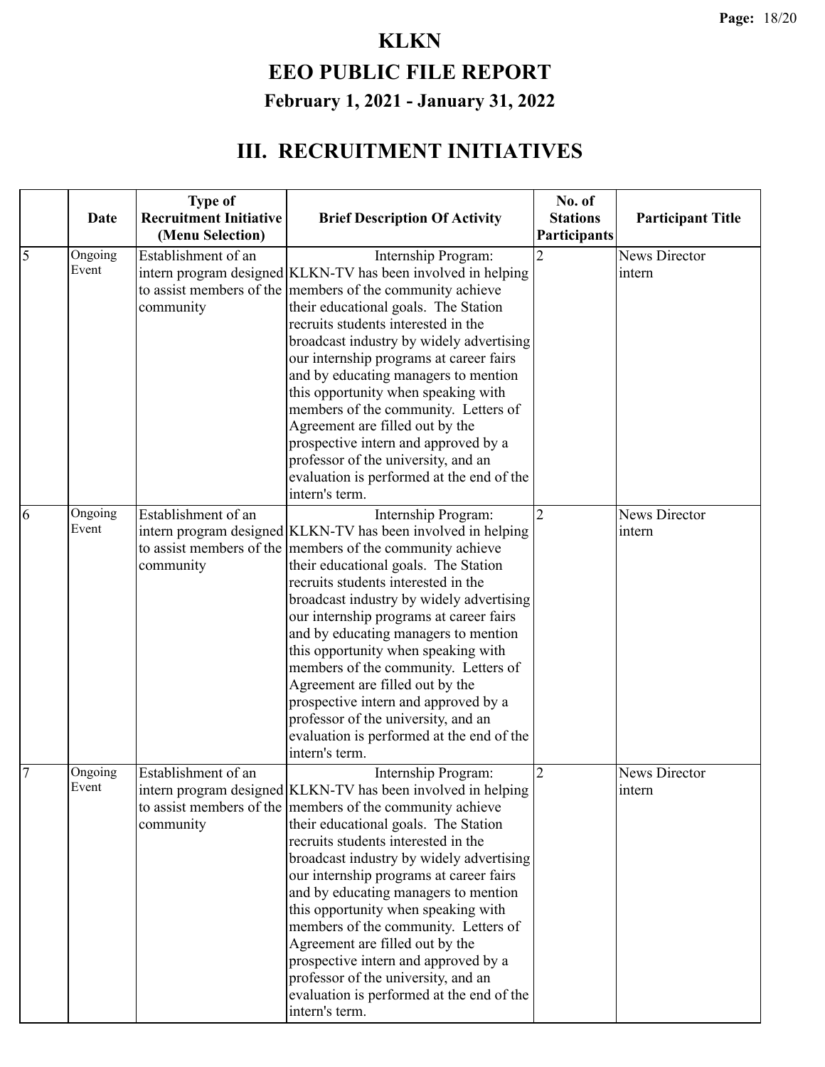# KLKN

# EEO PUBLIC FILE REPORT

## February 1, 2021 - January 31, 2022

## III. RECRUITMENT INITIATIVES

| | Date | Type of Recruitment Initiative (Menu Selection) | Brief Description Of Activity | No. of Stations Participants | Participant Title |
|---|---|---|---|---|---|
| 5 | Ongoing Event | Establishment of an intern program designed to assist members of the community | Internship Program: KLKN-TV has been involved in helping members of the community achieve their educational goals. The Station recruits students interested in the broadcast industry by widely advertising our internship programs at career fairs and by educating managers to mention this opportunity when speaking with members of the community. Letters of Agreement are filled out by the prospective intern and approved by a professor of the university, and an evaluation is performed at the end of the intern's term. | 2 | News Director intern |
| 6 | Ongoing Event | Establishment of an intern program designed to assist members of the community | Internship Program: KLKN-TV has been involved in helping members of the community achieve their educational goals. The Station recruits students interested in the broadcast industry by widely advertising our internship programs at career fairs and by educating managers to mention this opportunity when speaking with members of the community. Letters of Agreement are filled out by the prospective intern and approved by a professor of the university, and an evaluation is performed at the end of the intern's term. | 2 | News Director intern |
| 7 | Ongoing Event | Establishment of an intern program designed to assist members of the community | Internship Program: KLKN-TV has been involved in helping members of the community achieve their educational goals. The Station recruits students interested in the broadcast industry by widely advertising our internship programs at career fairs and by educating managers to mention this opportunity when speaking with members of the community. Letters of Agreement are filled out by the prospective intern and approved by a professor of the university, and an evaluation is performed at the end of the intern's term. | 2 | News Director intern |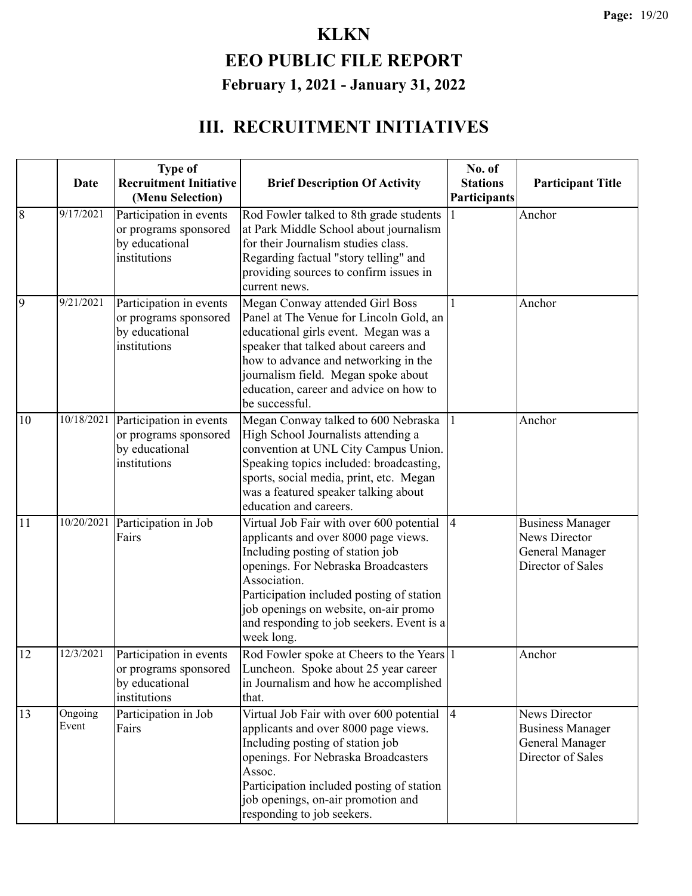# KLKN

## EEO PUBLIC FILE REPORT

### February 1, 2021 - January 31, 2022

## III. RECRUITMENT INITIATIVES

| | Date | Type of Recruitment Initiative (Menu Selection) | Brief Description Of Activity | No. of Stations Participants | Participant Title |
|---|---|---|---|---|---|
| 8 | 9/17/2021 | Participation in events or programs sponsored by educational institutions | Rod Fowler talked to 8th grade students at Park Middle School about journalism for their Journalism studies class. Regarding factual "story telling" and providing sources to confirm issues in current news. | 1 | Anchor |
| 9 | 9/21/2021 | Participation in events or programs sponsored by educational institutions | Megan Conway attended Girl Boss Panel at The Venue for Lincoln Gold, an educational girls event. Megan was a speaker that talked about careers and how to advance and networking in the journalism field. Megan spoke about education, career and advice on how to be successful. | 1 | Anchor |
| 10 | 10/18/2021 | Participation in events or programs sponsored by educational institutions | Megan Conway talked to 600 Nebraska High School Journalists attending a convention at UNL City Campus Union. Speaking topics included: broadcasting, sports, social media, print, etc. Megan was a featured speaker talking about education and careers. | 1 | Anchor |
| 11 | 10/20/2021 | Participation in Job Fairs | Virtual Job Fair with over 600 potential applicants and over 8000 page views. Including posting of station job openings. For Nebraska Broadcasters Association.<br>Participation included posting of station job openings on website, on-air promo and responding to job seekers. Event is a week long. | 4 | Business Manager<br>News Director<br>General Manager<br>Director of Sales |
| 12 | 12/3/2021 | Participation in events or programs sponsored by educational institutions | Rod Fowler spoke at Cheers to the Years Luncheon. Spoke about 25 year career in Journalism and how he accomplished that. | 1 | Anchor |
| 13 | Ongoing Event | Participation in Job Fairs | Virtual Job Fair with over 600 potential applicants and over 8000 page views. Including posting of station job openings. For Nebraska Broadcasters Assoc.<br>Participation included posting of station job openings, on-air promotion and responding to job seekers. | 4 | News Director<br>Business Manager<br>General Manager<br>Director of Sales |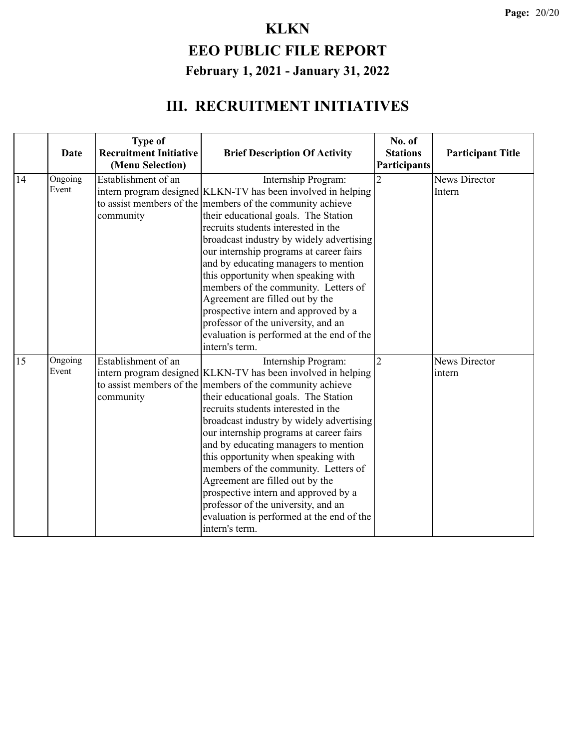# KLKN

## EEO PUBLIC FILE REPORT

### February 1, 2021 - January 31, 2022

## III. RECRUITMENT INITIATIVES

| | Date | Type of Recruitment Initiative (Menu Selection) | Brief Description Of Activity | No. of Stations Participants | Participant Title |
|---|---|---|---|---|---|
| 14 | Ongoing Event | Establishment of an intern program designed to assist members of the community | Internship Program: KLKN-TV has been involved in helping members of the community achieve their educational goals. The Station recruits students interested in the broadcast industry by widely advertising our internship programs at career fairs and by educating managers to mention this opportunity when speaking with members of the community. Letters of Agreement are filled out by the prospective intern and approved by a professor of the university, and an evaluation is performed at the end of the intern's term. | 2 | News Director Intern |
| 15 | Ongoing Event | Establishment of an intern program designed to assist members of the community | Internship Program: KLKN-TV has been involved in helping members of the community achieve their educational goals. The Station recruits students interested in the broadcast industry by widely advertising our internship programs at career fairs and by educating managers to mention this opportunity when speaking with members of the community. Letters of Agreement are filled out by the prospective intern and approved by a professor of the university, and an evaluation is performed at the end of the intern's term. | 2 | News Director intern |